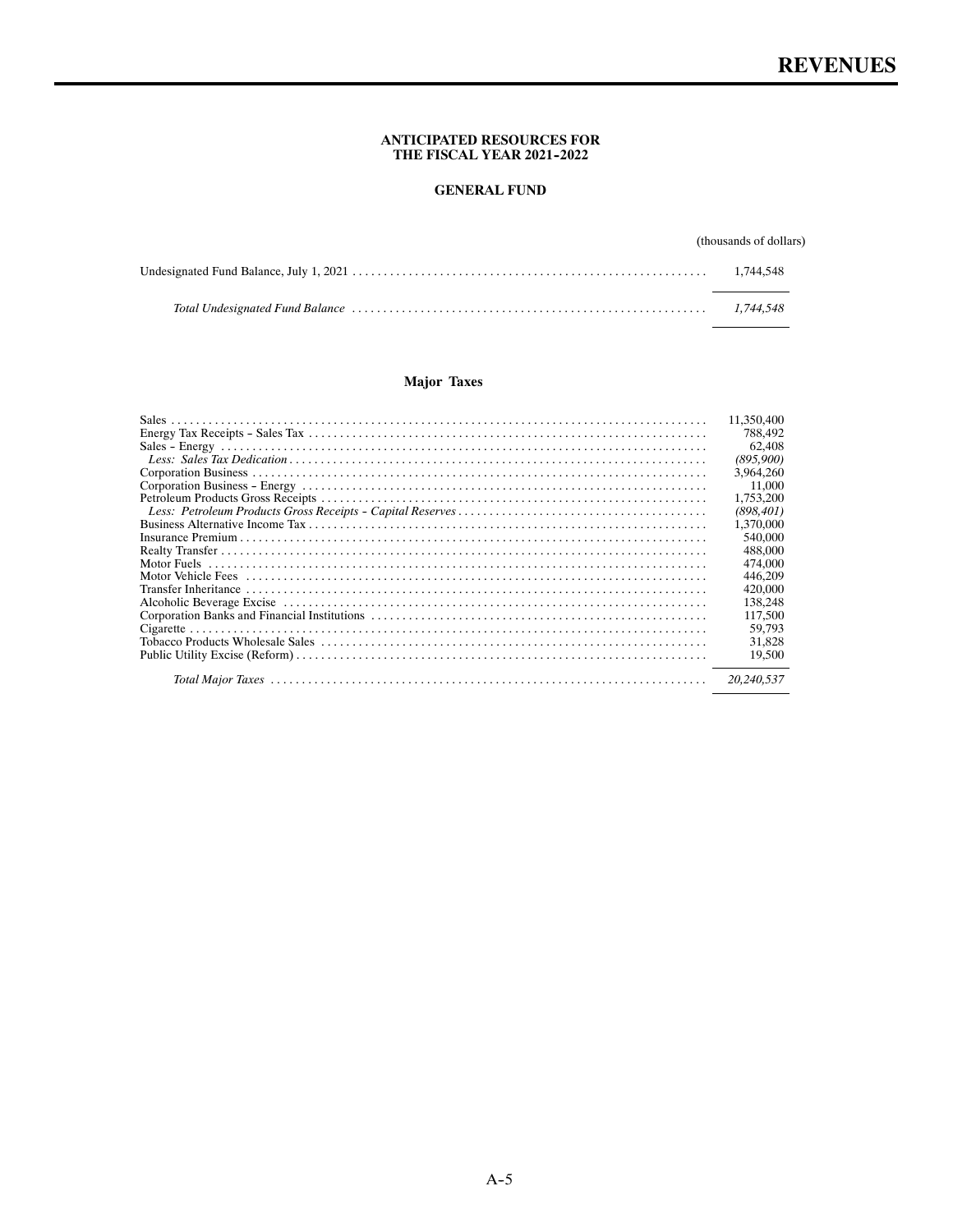# REVENUES

## ANTICIPATED RESOURCES FOR THE FISCAL YEAR 2021-2022

### GENERAL FUND

| | (thousands of dollars) |
|---|---|
| Undesignated Fund Balance, July 1, 2021 | 1,744,548 |
| *Total Undesignated Fund Balance* | *1,744,548* |

### Major Taxes

| | |
|---|---|
| Sales | 11,350,400 |
| Energy Tax Receipts - Sales Tax | 788,492 |
| Sales - Energy | 62,408 |
| *Less: Sales Tax Dedication* | *(895,900)* |
| Corporation Business | 3,964,260 |
| Corporation Business - Energy | 11,000 |
| Petroleum Products Gross Receipts | 1,753,200 |
| *Less: Petroleum Products Gross Receipts - Capital Reserves* | *(898,401)* |
| Business Alternative Income Tax | 1,370,000 |
| Insurance Premium | 540,000 |
| Realty Transfer | 488,000 |
| Motor Fuels | 474,000 |
| Motor Vehicle Fees | 446,209 |
| Transfer Inheritance | 420,000 |
| Alcoholic Beverage Excise | 138,248 |
| Corporation Banks and Financial Institutions | 117,500 |
| Cigarette | 59,793 |
| Tobacco Products Wholesale Sales | 31,828 |
| Public Utility Excise (Reform) | 19,500 |
| *Total Major Taxes* | *20,240,537* |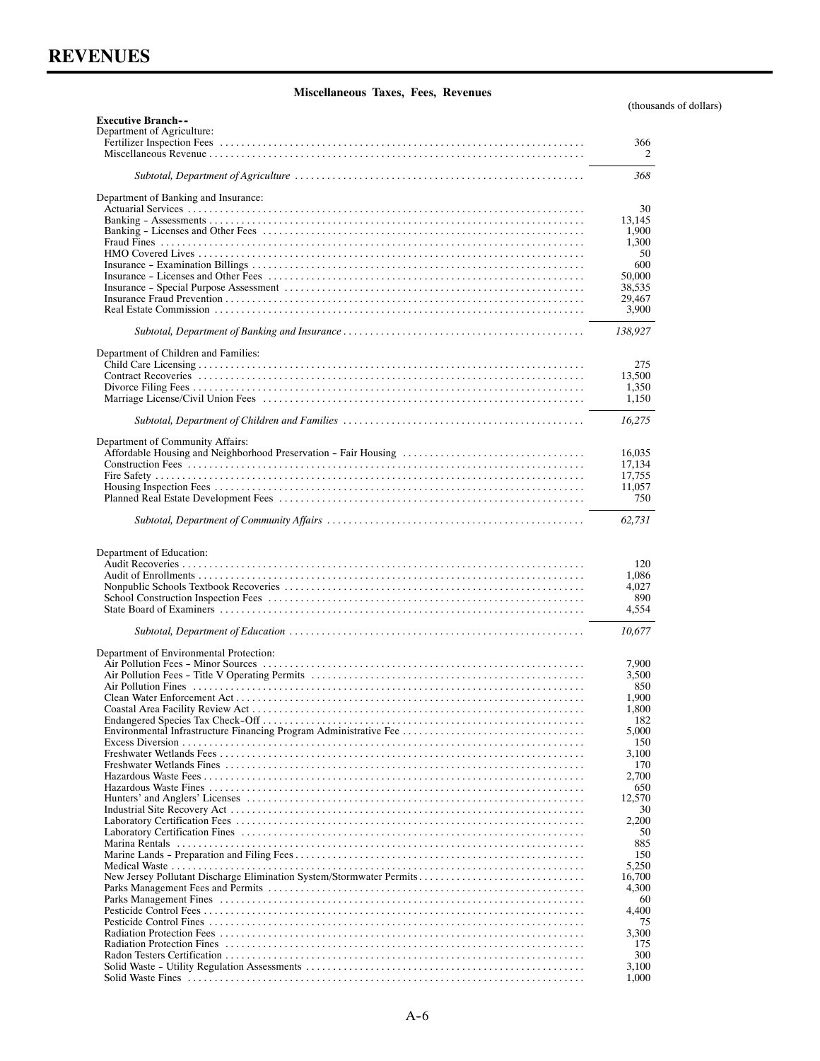# REVENUES

**Miscellaneous Taxes, Fees, Revenues**

(thousands of dollars)

| | |
|---|---|
| **Executive Branch--** | |
| Department of Agriculture: | |
| Fertilizer Inspection Fees | 366 |
| Miscellaneous Revenue | 2 |
| *Subtotal, Department of Agriculture* | *368* |
| Department of Banking and Insurance: | |
| Actuarial Services | 30 |
| Banking - Assessments | 13,145 |
| Banking - Licenses and Other Fees | 1,900 |
| Fraud Fines | 1,300 |
| HMO Covered Lives | 50 |
| Insurance - Examination Billings | 600 |
| Insurance - Licenses and Other Fees | 50,000 |
| Insurance - Special Purpose Assessment | 38,535 |
| Insurance Fraud Prevention | 29,467 |
| Real Estate Commission | 3,900 |
| *Subtotal, Department of Banking and Insurance* | *138,927* |
| Department of Children and Families: | |
| Child Care Licensing | 275 |
| Contract Recoveries | 13,500 |
| Divorce Filing Fees | 1,350 |
| Marriage License/Civil Union Fees | 1,150 |
| *Subtotal, Department of Children and Families* | *16,275* |
| Department of Community Affairs: | |
| Affordable Housing and Neighborhood Preservation - Fair Housing | 16,035 |
| Construction Fees | 17,134 |
| Fire Safety | 17,755 |
| Housing Inspection Fees | 11,057 |
| Planned Real Estate Development Fees | 750 |
| *Subtotal, Department of Community Affairs* | *62,731* |
| Department of Education: | |
| Audit Recoveries | 120 |
| Audit of Enrollments | 1,086 |
| Nonpublic Schools Textbook Recoveries | 4,027 |
| School Construction Inspection Fees | 890 |
| State Board of Examiners | 4,554 |
| *Subtotal, Department of Education* | *10,677* |
| Department of Environmental Protection: | |
| Air Pollution Fees - Minor Sources | 7,900 |
| Air Pollution Fees - Title V Operating Permits | 3,500 |
| Air Pollution Fines | 850 |
| Clean Water Enforcement Act | 1,900 |
| Coastal Area Facility Review Act | 1,800 |
| Endangered Species Tax Check-Off | 182 |
| Environmental Infrastructure Financing Program Administrative Fee | 5,000 |
| Excess Diversion | 150 |
| Freshwater Wetlands Fees | 3,100 |
| Freshwater Wetlands Fines | 170 |
| Hazardous Waste Fees | 2,700 |
| Hazardous Waste Fines | 650 |
| Hunters' and Anglers' Licenses | 12,570 |
| Industrial Site Recovery Act | 30 |
| Laboratory Certification Fees | 2,200 |
| Laboratory Certification Fines | 50 |
| Marina Rentals | 885 |
| Marine Lands - Preparation and Filing Fees | 150 |
| Medical Waste | 5,250 |
| New Jersey Pollutant Discharge Elimination System/Stormwater Permits | 16,700 |
| Parks Management Fees and Permits | 4,300 |
| Parks Management Fines | 60 |
| Pesticide Control Fees | 4,400 |
| Pesticide Control Fines | 75 |
| Radiation Protection Fees | 3,300 |
| Radiation Protection Fines | 175 |
| Radon Testers Certification | 300 |
| Solid Waste - Utility Regulation Assessments | 3,100 |
| Solid Waste Fines | 1,000 |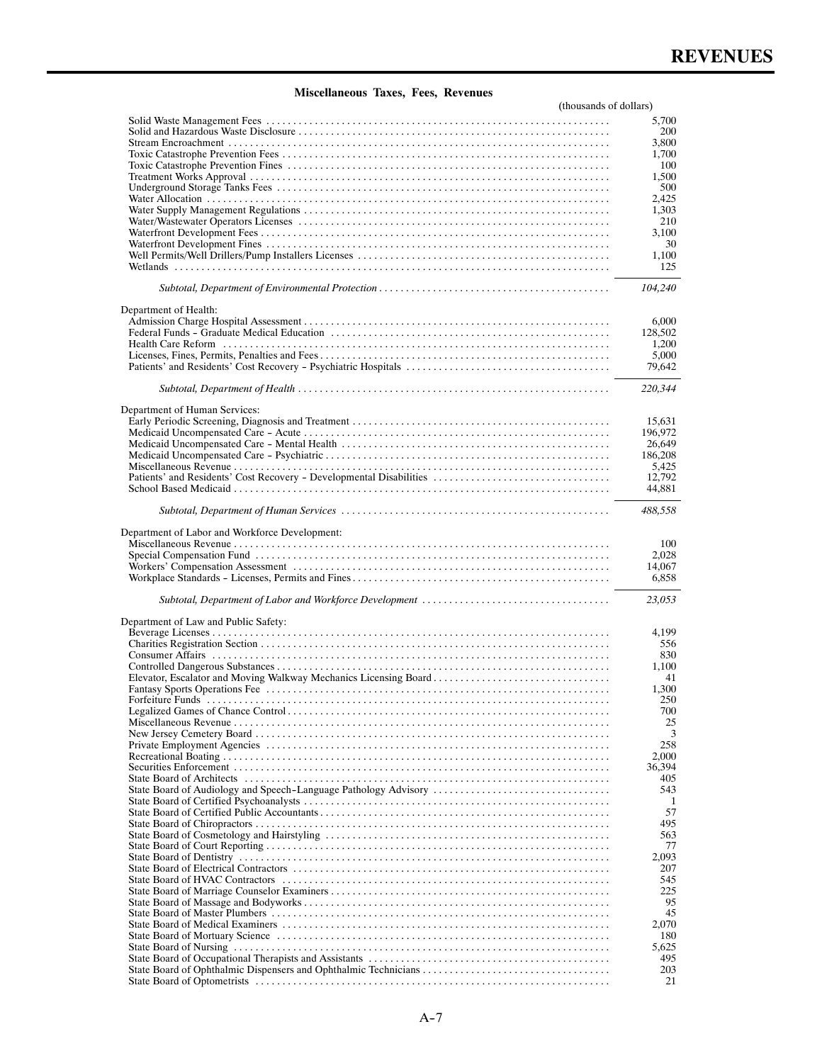## Miscellaneous Taxes, Fees, Revenues

| | (thousands of dollars) |
|---|---|
| Solid Waste Management Fees | 5,700 |
| Solid and Hazardous Waste Disclosure | 200 |
| Stream Encroachment | 3,800 |
| Toxic Catastrophe Prevention Fees | 1,700 |
| Toxic Catastrophe Prevention Fines | 100 |
| Treatment Works Approval | 1,500 |
| Underground Storage Tanks Fees | 500 |
| Water Allocation | 2,425 |
| Water Supply Management Regulations | 1,303 |
| Water/Wastewater Operators Licenses | 210 |
| Waterfront Development Fees | 3,100 |
| Waterfront Development Fines | 30 |
| Well Permits/Well Drillers/Pump Installers Licenses | 1,100 |
| Wetlands | 125 |
| *Subtotal, Department of Environmental Protection* | *104,240* |
| Department of Health: | |
| Admission Charge Hospital Assessment | 6,000 |
| Federal Funds – Graduate Medical Education | 128,502 |
| Health Care Reform | 1,200 |
| Licenses, Fines, Permits, Penalties and Fees | 5,000 |
| Patients' and Residents' Cost Recovery – Psychiatric Hospitals | 79,642 |
| *Subtotal, Department of Health* | *220,344* |
| Department of Human Services: | |
| Early Periodic Screening, Diagnosis and Treatment | 15,631 |
| Medicaid Uncompensated Care – Acute | 196,972 |
| Medicaid Uncompensated Care – Mental Health | 26,649 |
| Medicaid Uncompensated Care – Psychiatric | 186,208 |
| Miscellaneous Revenue | 5,425 |
| Patients' and Residents' Cost Recovery – Developmental Disabilities | 12,792 |
| School Based Medicaid | 44,881 |
| *Subtotal, Department of Human Services* | *488,558* |
| Department of Labor and Workforce Development: | |
| Miscellaneous Revenue | 100 |
| Special Compensation Fund | 2,028 |
| Workers' Compensation Assessment | 14,067 |
| Workplace Standards – Licenses, Permits and Fines | 6,858 |
| *Subtotal, Department of Labor and Workforce Development* | *23,053* |
| Department of Law and Public Safety: | |
| Beverage Licenses | 4,199 |
| Charities Registration Section | 556 |
| Consumer Affairs | 830 |
| Controlled Dangerous Substances | 1,100 |
| Elevator, Escalator and Moving Walkway Mechanics Licensing Board | 41 |
| Fantasy Sports Operations Fee | 1,300 |
| Forfeiture Funds | 250 |
| Legalized Games of Chance Control | 700 |
| Miscellaneous Revenue | 25 |
| New Jersey Cemetery Board | 3 |
| Private Employment Agencies | 258 |
| Recreational Boating | 2,000 |
| Securities Enforcement | 36,394 |
| State Board of Architects | 405 |
| State Board of Audiology and Speech–Language Pathology Advisory | 543 |
| State Board of Certified Psychoanalysts | 1 |
| State Board of Certified Public Accountants | 57 |
| State Board of Chiropractors | 495 |
| State Board of Cosmetology and Hairstyling | 563 |
| State Board of Court Reporting | 77 |
| State Board of Dentistry | 2,093 |
| State Board of Electrical Contractors | 207 |
| State Board of HVAC Contractors | 545 |
| State Board of Marriage Counselor Examiners | 225 |
| State Board of Massage and Bodyworks | 95 |
| State Board of Master Plumbers | 45 |
| State Board of Medical Examiners | 2,070 |
| State Board of Mortuary Science | 180 |
| State Board of Nursing | 5,625 |
| State Board of Occupational Therapists and Assistants | 495 |
| State Board of Ophthalmic Dispensers and Ophthalmic Technicians | 203 |
| State Board of Optometrists | 21 |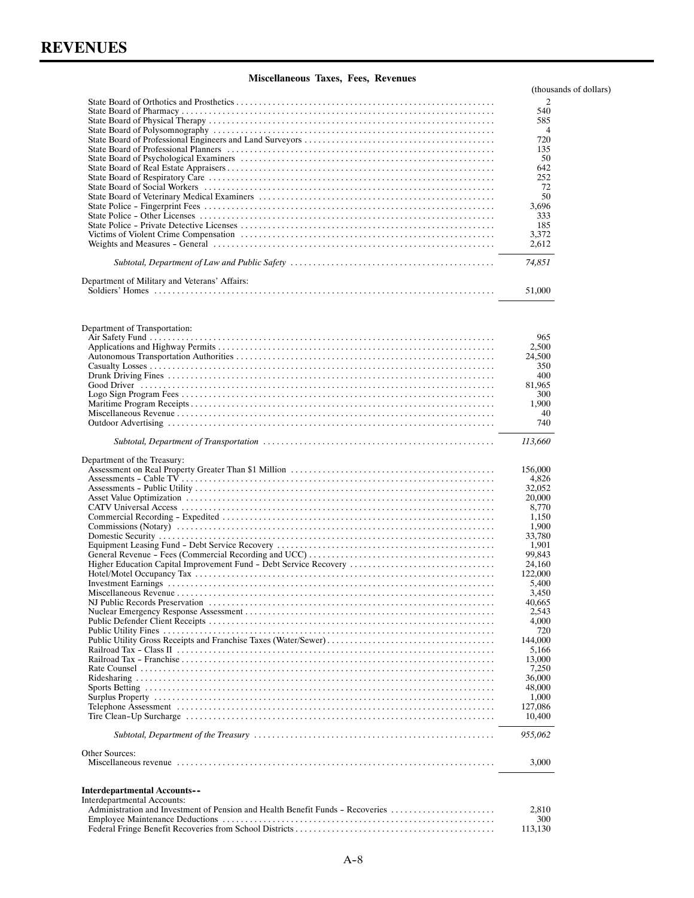# REVENUES

## Miscellaneous Taxes, Fees, Revenues

| | (thousands of dollars) |
|---|---|
| State Board of Orthotics and Prosthetics | 2 |
| State Board of Pharmacy | 540 |
| State Board of Physical Therapy | 585 |
| State Board of Polysomnography | 4 |
| State Board of Professional Engineers and Land Surveyors | 720 |
| State Board of Professional Planners | 135 |
| State Board of Psychological Examiners | 50 |
| State Board of Real Estate Appraisers | 642 |
| State Board of Respiratory Care | 252 |
| State Board of Social Workers | 72 |
| State Board of Veterinary Medical Examiners | 50 |
| State Police – Fingerprint Fees | 3,696 |
| State Police – Other Licenses | 333 |
| State Police – Private Detective Licenses | 185 |
| Victims of Violent Crime Compensation | 3,372 |
| Weights and Measures – General | 2,612 |
| *Subtotal, Department of Law and Public Safety* | *74,851* |
| Department of Military and Veterans' Affairs: | |
| Soldiers' Homes | 51,000 |
| Department of Transportation: | |
| Air Safety Fund | 965 |
| Applications and Highway Permits | 2,500 |
| Autonomous Transportation Authorities | 24,500 |
| Casualty Losses | 350 |
| Drunk Driving Fines | 400 |
| Good Driver | 81,965 |
| Logo Sign Program Fees | 300 |
| Maritime Program Receipts | 1,900 |
| Miscellaneous Revenue | 40 |
| Outdoor Advertising | 740 |
| *Subtotal, Department of Transportation* | *113,660* |
| Department of the Treasury: | |
| Assessment on Real Property Greater Than $1 Million | 156,000 |
| Assessments – Cable TV | 4,826 |
| Assessments – Public Utility | 32,052 |
| Asset Value Optimization | 20,000 |
| CATV Universal Access | 8,770 |
| Commercial Recording – Expedited | 1,150 |
| Commissions (Notary) | 1,900 |
| Domestic Security | 33,780 |
| Equipment Leasing Fund – Debt Service Recovery | 1,901 |
| General Revenue – Fees (Commercial Recording and UCC) | 99,843 |
| Higher Education Capital Improvement Fund – Debt Service Recovery | 24,160 |
| Hotel/Motel Occupancy Tax | 122,000 |
| Investment Earnings | 5,400 |
| Miscellaneous Revenue | 3,450 |
| NJ Public Records Preservation | 40,665 |
| Nuclear Emergency Response Assessment | 2,543 |
| Public Defender Client Receipts | 4,000 |
| Public Utility Fines | 720 |
| Public Utility Gross Receipts and Franchise Taxes (Water/Sewer) | 144,000 |
| Railroad Tax – Class II | 5,166 |
| Railroad Tax – Franchise | 13,000 |
| Rate Counsel | 7,250 |
| Ridesharing | 36,000 |
| Sports Betting | 48,000 |
| Surplus Property | 1,000 |
| Telephone Assessment | 127,086 |
| Tire Clean–Up Surcharge | 10,400 |
| *Subtotal, Department of the Treasury* | *955,062* |
| Other Sources: | |
| Miscellaneous revenue | 3,000 |
| **Interdepartmental Accounts--** | |
| Interdepartmental Accounts: | |
| Administration and Investment of Pension and Health Benefit Funds – Recoveries | 2,810 |
| Employee Maintenance Deductions | 300 |
| Federal Fringe Benefit Recoveries from School Districts | 113,130 |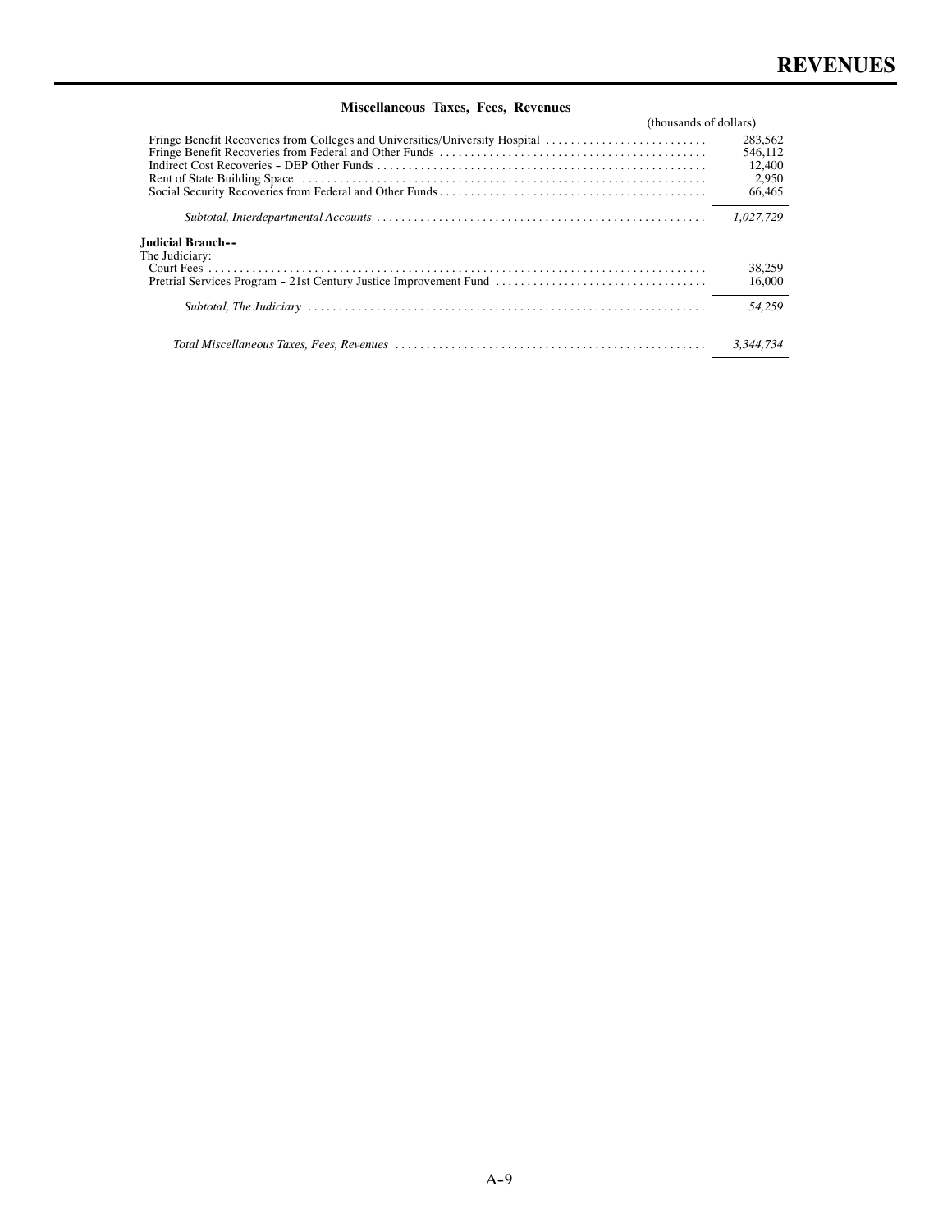## Miscellaneous Taxes, Fees, Revenues

| | (thousands of dollars) |
|---|---|
| Fringe Benefit Recoveries from Colleges and Universities/University Hospital | 283,562 |
| Fringe Benefit Recoveries from Federal and Other Funds | 546,112 |
| Indirect Cost Recoveries – DEP Other Funds | 12,400 |
| Rent of State Building Space | 2,950 |
| Social Security Recoveries from Federal and Other Funds | 66,465 |
| *Subtotal, Interdepartmental Accounts* | *1,027,729* |
| **Judicial Branch--** | |
| The Judiciary: | |
| Court Fees | 38,259 |
| Pretrial Services Program – 21st Century Justice Improvement Fund | 16,000 |
| *Subtotal, The Judiciary* | *54,259* |
| *Total Miscellaneous Taxes, Fees, Revenues* | *3,344,734* |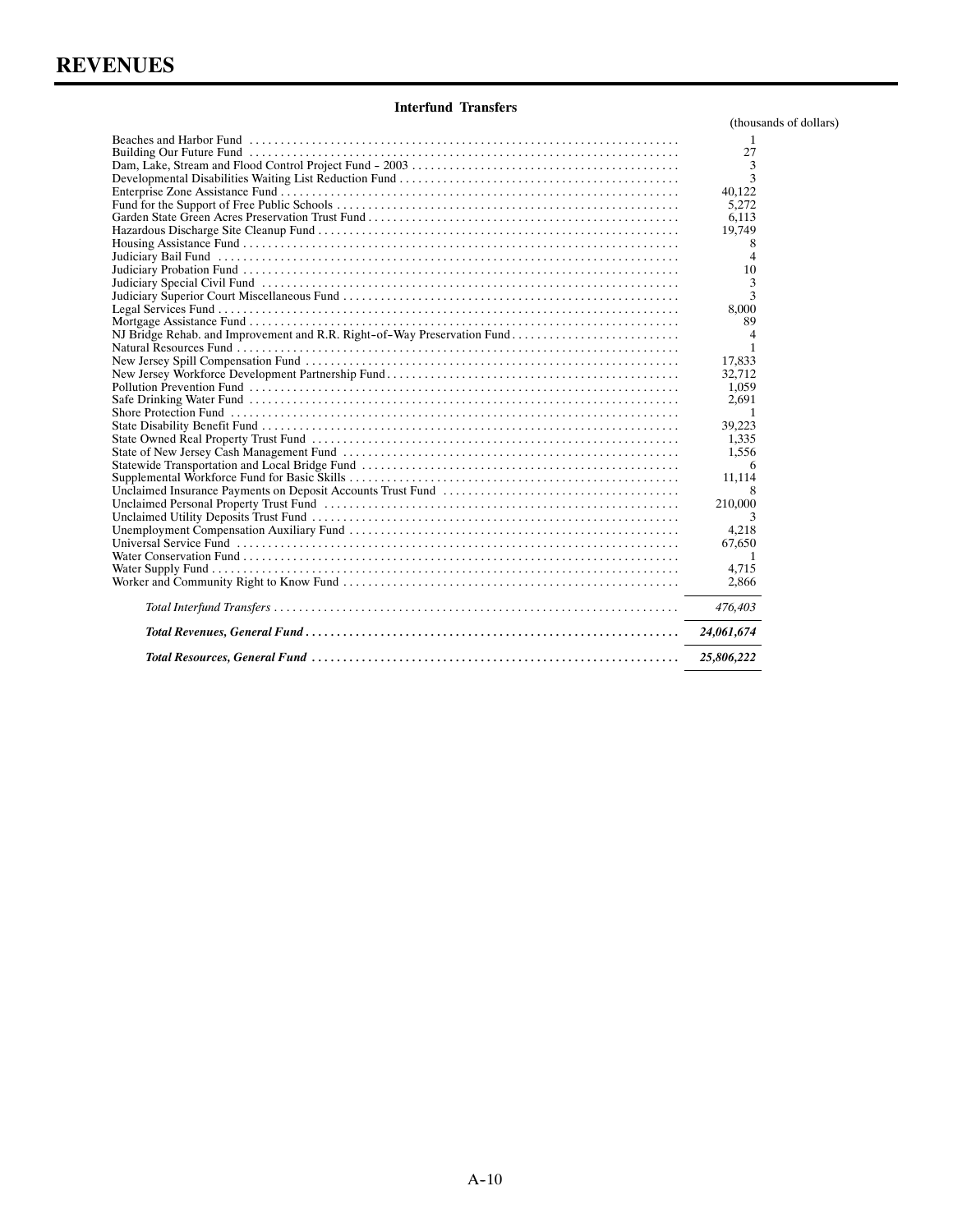# REVENUES

**Interfund Transfers**

| | (thousands of dollars) |
|---|---|
| Beaches and Harbor Fund | 1 |
| Building Our Future Fund | 27 |
| Dam, Lake, Stream and Flood Control Project Fund – 2003 | 3 |
| Developmental Disabilities Waiting List Reduction Fund | 3 |
| Enterprise Zone Assistance Fund | 40,122 |
| Fund for the Support of Free Public Schools | 5,272 |
| Garden State Green Acres Preservation Trust Fund | 6,113 |
| Hazardous Discharge Site Cleanup Fund | 19,749 |
| Housing Assistance Fund | 8 |
| Judiciary Bail Fund | 4 |
| Judiciary Probation Fund | 10 |
| Judiciary Special Civil Fund | 3 |
| Judiciary Superior Court Miscellaneous Fund | 3 |
| Legal Services Fund | 8,000 |
| Mortgage Assistance Fund | 89 |
| NJ Bridge Rehab. and Improvement and R.R. Right-of-Way Preservation Fund | 4 |
| Natural Resources Fund | 1 |
| New Jersey Spill Compensation Fund | 17,833 |
| New Jersey Workforce Development Partnership Fund | 32,712 |
| Pollution Prevention Fund | 1,059 |
| Safe Drinking Water Fund | 2,691 |
| Shore Protection Fund | 1 |
| State Disability Benefit Fund | 39,223 |
| State Owned Real Property Trust Fund | 1,335 |
| State of New Jersey Cash Management Fund | 1,556 |
| Statewide Transportation and Local Bridge Fund | 6 |
| Supplemental Workforce Fund for Basic Skills | 11,114 |
| Unclaimed Insurance Payments on Deposit Accounts Trust Fund | 8 |
| Unclaimed Personal Property Trust Fund | 210,000 |
| Unclaimed Utility Deposits Trust Fund | 3 |
| Unemployment Compensation Auxiliary Fund | 4,218 |
| Universal Service Fund | 67,650 |
| Water Conservation Fund | 1 |
| Water Supply Fund | 4,715 |
| Worker and Community Right to Know Fund | 2,866 |
| *Total Interfund Transfers* | *476,403* |
| ***Total Revenues, General Fund*** | ***24,061,674*** |
| ***Total Resources, General Fund*** | ***25,806,222*** |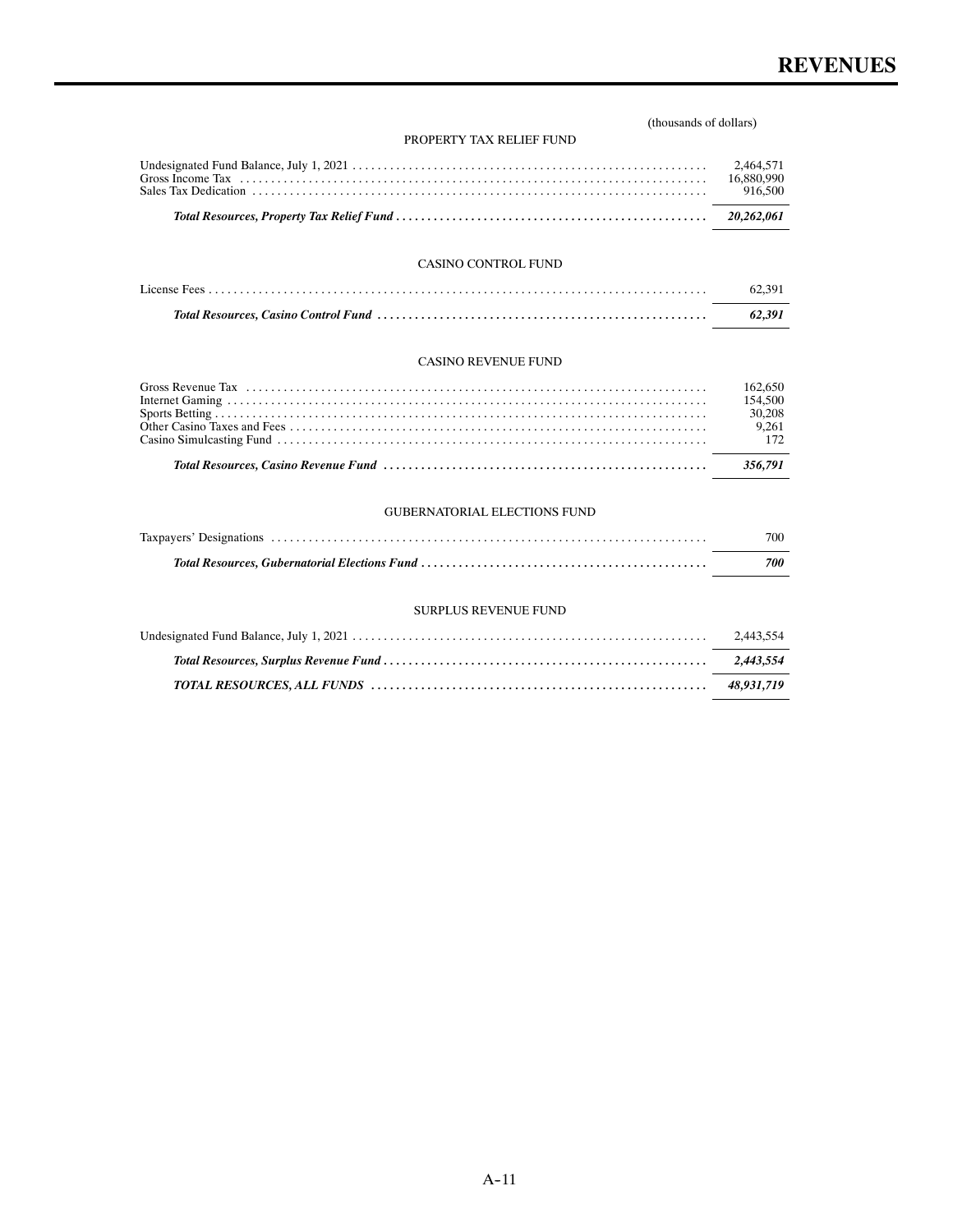# REVENUES

(thousands of dollars)

### PROPERTY TAX RELIEF FUND

| | |
|---|---|
| Undesignated Fund Balance, July 1, 2021 | 2,464,571 |
| Gross Income Tax | 16,880,990 |
| Sales Tax Dedication | 916,500 |
| ***Total Resources, Property Tax Relief Fund*** | ***20,262,061*** |

### CASINO CONTROL FUND

| | |
|---|---|
| License Fees | 62,391 |
| ***Total Resources, Casino Control Fund*** | ***62,391*** |

### CASINO REVENUE FUND

| | |
|---|---|
| Gross Revenue Tax | 162,650 |
| Internet Gaming | 154,500 |
| Sports Betting | 30,208 |
| Other Casino Taxes and Fees | 9,261 |
| Casino Simulcasting Fund | 172 |
| ***Total Resources, Casino Revenue Fund*** | ***356,791*** |

### GUBERNATORIAL ELECTIONS FUND

| | |
|---|---|
| Taxpayers' Designations | 700 |
| ***Total Resources, Gubernatorial Elections Fund*** | ***700*** |

### SURPLUS REVENUE FUND

| | |
|---|---|
| Undesignated Fund Balance, July 1, 2021 | 2,443,554 |
| ***Total Resources, Surplus Revenue Fund*** | ***2,443,554*** |
| ***TOTAL RESOURCES, ALL FUNDS*** | ***48,931,719*** |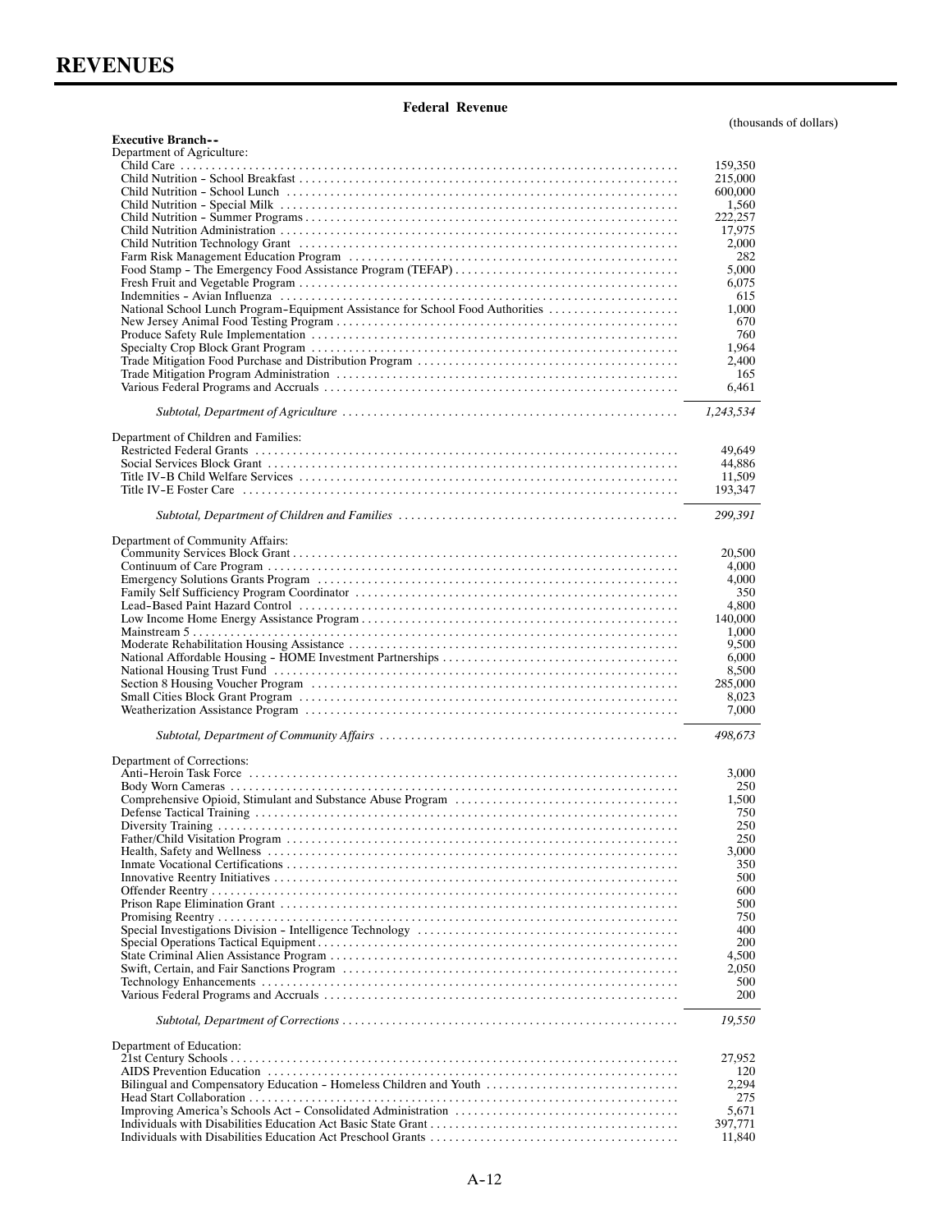# REVENUES

## Federal Revenue

(thousands of dollars)

| | |
|---|---|
| **Executive Branch--** | |
| Department of Agriculture: | |
| Child Care | 159,350 |
| Child Nutrition - School Breakfast | 215,000 |
| Child Nutrition - School Lunch | 600,000 |
| Child Nutrition - Special Milk | 1,560 |
| Child Nutrition - Summer Programs | 222,257 |
| Child Nutrition Administration | 17,975 |
| Child Nutrition Technology Grant | 2,000 |
| Farm Risk Management Education Program | 282 |
| Food Stamp - The Emergency Food Assistance Program (TEFAP) | 5,000 |
| Fresh Fruit and Vegetable Program | 6,075 |
| Indemnities - Avian Influenza | 615 |
| National School Lunch Program-Equipment Assistance for School Food Authorities | 1,000 |
| New Jersey Animal Food Testing Program | 670 |
| Produce Safety Rule Implementation | 760 |
| Specialty Crop Block Grant Program | 1,964 |
| Trade Mitigation Food Purchase and Distribution Program | 2,400 |
| Trade Mitigation Program Administration | 165 |
| Various Federal Programs and Accruals | 6,461 |
| *Subtotal, Department of Agriculture* | *1,243,534* |
| Department of Children and Families: | |
| Restricted Federal Grants | 49,649 |
| Social Services Block Grant | 44,886 |
| Title IV-B Child Welfare Services | 11,509 |
| Title IV-E Foster Care | 193,347 |
| *Subtotal, Department of Children and Families* | *299,391* |
| Department of Community Affairs: | |
| Community Services Block Grant | 20,500 |
| Continuum of Care Program | 4,000 |
| Emergency Solutions Grants Program | 4,000 |
| Family Self Sufficiency Program Coordinator | 350 |
| Lead-Based Paint Hazard Control | 4,800 |
| Low Income Home Energy Assistance Program | 140,000 |
| Mainstream 5 | 1,000 |
| Moderate Rehabilitation Housing Assistance | 9,500 |
| National Affordable Housing - HOME Investment Partnerships | 6,000 |
| National Housing Trust Fund | 8,500 |
| Section 8 Housing Voucher Program | 285,000 |
| Small Cities Block Grant Program | 8,023 |
| Weatherization Assistance Program | 7,000 |
| *Subtotal, Department of Community Affairs* | *498,673* |
| Department of Corrections: | |
| Anti-Heroin Task Force | 3,000 |
| Body Worn Cameras | 250 |
| Comprehensive Opioid, Stimulant and Substance Abuse Program | 1,500 |
| Defense Tactical Training | 750 |
| Diversity Training | 250 |
| Father/Child Visitation Program | 250 |
| Health, Safety and Wellness | 3,000 |
| Inmate Vocational Certifications | 350 |
| Innovative Reentry Initiatives | 500 |
| Offender Reentry | 600 |
| Prison Rape Elimination Grant | 500 |
| Promising Reentry | 750 |
| Special Investigations Division - Intelligence Technology | 400 |
| Special Operations Tactical Equipment | 200 |
| State Criminal Alien Assistance Program | 4,500 |
| Swift, Certain, and Fair Sanctions Program | 2,050 |
| Technology Enhancements | 500 |
| Various Federal Programs and Accruals | 200 |
| *Subtotal, Department of Corrections* | *19,550* |
| Department of Education: | |
| 21st Century Schools | 27,952 |
| AIDS Prevention Education | 120 |
| Bilingual and Compensatory Education - Homeless Children and Youth | 2,294 |
| Head Start Collaboration | 275 |
| Improving America's Schools Act - Consolidated Administration | 5,671 |
| Individuals with Disabilities Education Act Basic State Grant | 397,771 |
| Individuals with Disabilities Education Act Preschool Grants | 11,840 |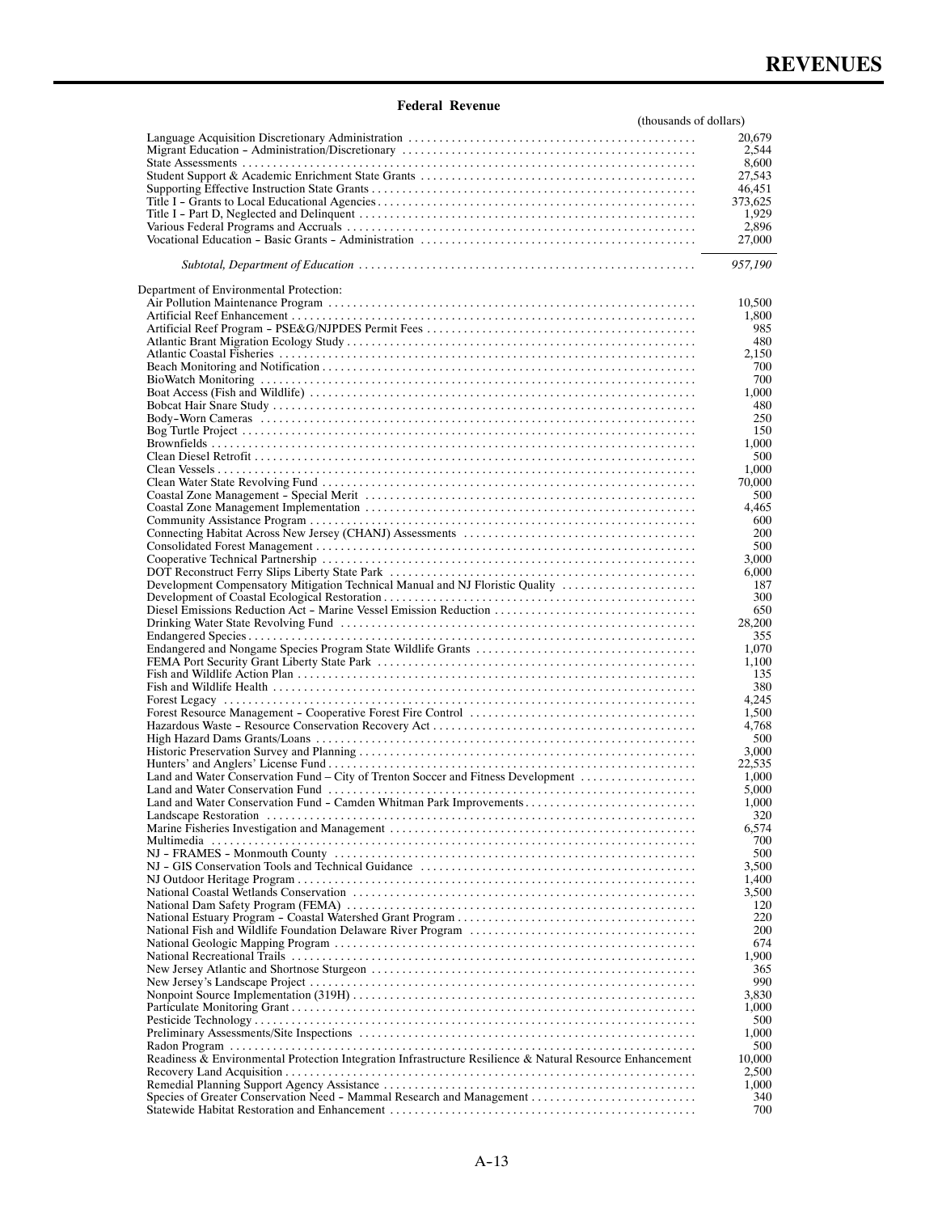## Federal Revenue

| | (thousands of dollars) |
|---|---|
| Language Acquisition Discretionary Administration | 20,679 |
| Migrant Education – Administration/Discretionary | 2,544 |
| State Assessments | 8,600 |
| Student Support & Academic Enrichment State Grants | 27,543 |
| Supporting Effective Instruction State Grants | 46,451 |
| Title I – Grants to Local Educational Agencies | 373,625 |
| Title I – Part D, Neglected and Delinquent | 1,929 |
| Various Federal Programs and Accruals | 2,896 |
| Vocational Education – Basic Grants – Administration | 27,000 |
| *Subtotal, Department of Education* | *957,190* |
| Department of Environmental Protection: | |
| Air Pollution Maintenance Program | 10,500 |
| Artificial Reef Enhancement | 1,800 |
| Artificial Reef Program – PSE&G/NJPDES Permit Fees | 985 |
| Atlantic Brant Migration Ecology Study | 480 |
| Atlantic Coastal Fisheries | 2,150 |
| Beach Monitoring and Notification | 700 |
| BioWatch Monitoring | 700 |
| Boat Access (Fish and Wildlife) | 1,000 |
| Bobcat Hair Snare Study | 480 |
| Body–Worn Cameras | 250 |
| Bog Turtle Project | 150 |
| Brownfields | 1,000 |
| Clean Diesel Retrofit | 500 |
| Clean Vessels | 1,000 |
| Clean Water State Revolving Fund | 70,000 |
| Coastal Zone Management – Special Merit | 500 |
| Coastal Zone Management Implementation | 4,465 |
| Community Assistance Program | 600 |
| Connecting Habitat Across New Jersey (CHANJ) Assessments | 200 |
| Consolidated Forest Management | 500 |
| Cooperative Technical Partnership | 3,000 |
| DOT Reconstruct Ferry Slips Liberty State Park | 6,000 |
| Development Compensatory Mitigation Technical Manual and NJ Floristic Quality | 187 |
| Development of Coastal Ecological Restoration | 300 |
| Diesel Emissions Reduction Act – Marine Vessel Emission Reduction | 650 |
| Drinking Water State Revolving Fund | 28,200 |
| Endangered Species | 355 |
| Endangered and Nongame Species Program State Wildlife Grants | 1,070 |
| FEMA Port Security Grant Liberty State Park | 1,100 |
| Fish and Wildlife Action Plan | 135 |
| Fish and Wildlife Health | 380 |
| Forest Legacy | 4,245 |
| Forest Resource Management – Cooperative Forest Fire Control | 1,500 |
| Hazardous Waste – Resource Conservation Recovery Act | 4,768 |
| High Hazard Dams Grants/Loans | 500 |
| Historic Preservation Survey and Planning | 3,000 |
| Hunters' and Anglers' License Fund | 22,535 |
| Land and Water Conservation Fund – City of Trenton Soccer and Fitness Development | 1,000 |
| Land and Water Conservation Fund | 5,000 |
| Land and Water Conservation Fund – Camden Whitman Park Improvements | 1,000 |
| Landscape Restoration | 320 |
| Marine Fisheries Investigation and Management | 6,574 |
| Multimedia | 700 |
| NJ – FRAMES – Monmouth County | 500 |
| NJ – GIS Conservation Tools and Technical Guidance | 3,500 |
| NJ Outdoor Heritage Program | 1,400 |
| National Coastal Wetlands Conservation | 3,500 |
| National Dam Safety Program (FEMA) | 120 |
| National Estuary Program – Coastal Watershed Grant Program | 220 |
| National Fish and Wildlife Foundation Delaware River Program | 200 |
| National Geologic Mapping Program | 674 |
| National Recreational Trails | 1,900 |
| New Jersey Atlantic and Shortnose Sturgeon | 365 |
| New Jersey's Landscape Project | 990 |
| Nonpoint Source Implementation (319H) | 3,830 |
| Particulate Monitoring Grant | 1,000 |
| Pesticide Technology | 500 |
| Preliminary Assessments/Site Inspections | 1,000 |
| Radon Program | 500 |
| Readiness & Environmental Protection Integration Infrastructure Resilience & Natural Resource Enhancement | 10,000 |
| Recovery Land Acquisition | 2,500 |
| Remedial Planning Support Agency Assistance | 1,000 |
| Species of Greater Conservation Need – Mammal Research and Management | 340 |
| Statewide Habitat Restoration and Enhancement | 700 |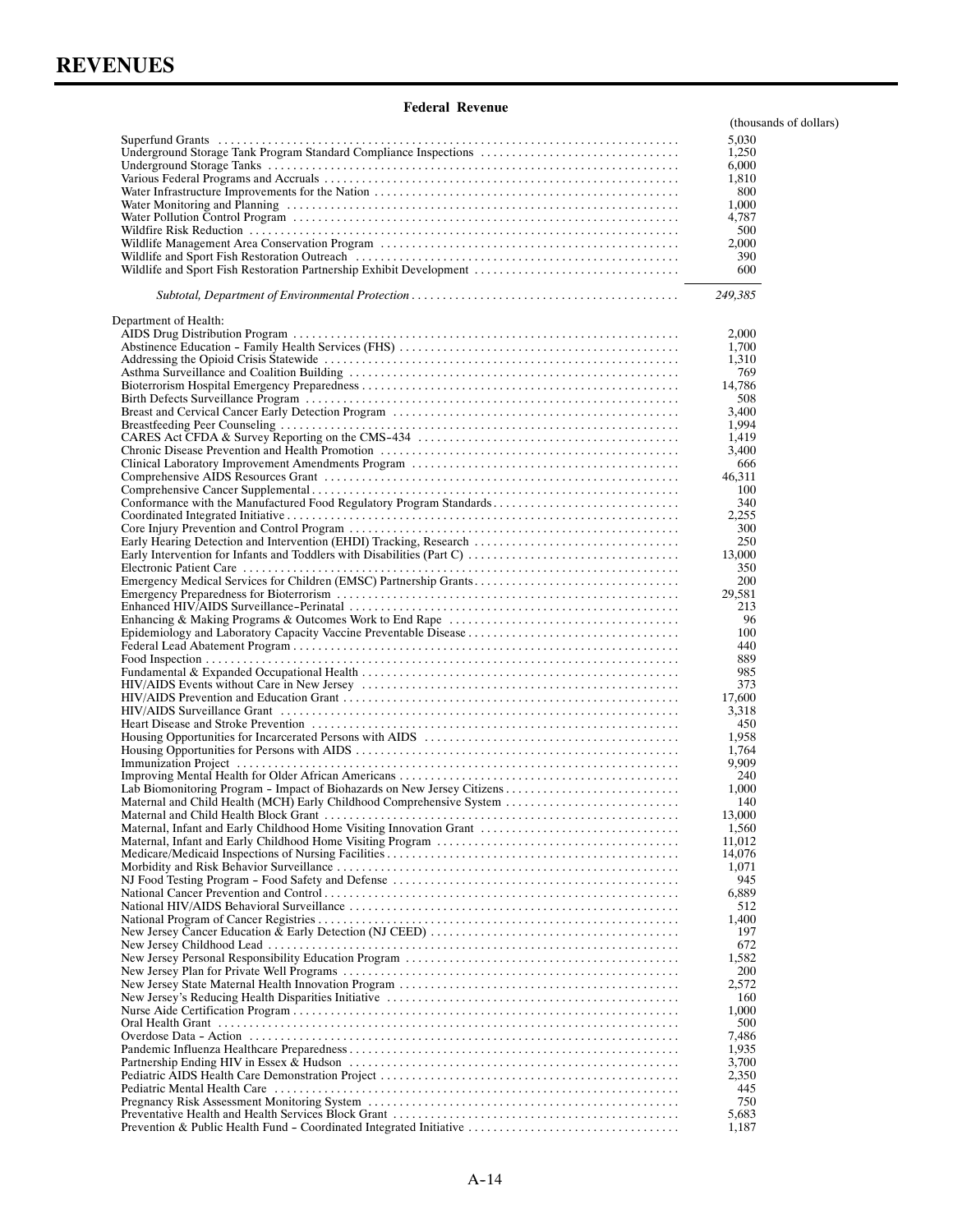# REVENUES

**Federal Revenue**

| | (thousands of dollars) |
|---|---|
| Superfund Grants | 5,030 |
| Underground Storage Tank Program Standard Compliance Inspections | 1,250 |
| Underground Storage Tanks | 6,000 |
| Various Federal Programs and Accruals | 1,810 |
| Water Infrastructure Improvements for the Nation | 800 |
| Water Monitoring and Planning | 1,000 |
| Water Pollution Control Program | 4,787 |
| Wildfire Risk Reduction | 500 |
| Wildlife Management Area Conservation Program | 2,000 |
| Wildlife and Sport Fish Restoration Outreach | 390 |
| Wildlife and Sport Fish Restoration Partnership Exhibit Development | 600 |
| *Subtotal, Department of Environmental Protection* | *249,385* |
| Department of Health: | |
| AIDS Drug Distribution Program | 2,000 |
| Abstinence Education – Family Health Services (FHS) | 1,700 |
| Addressing the Opioid Crisis Statewide | 1,310 |
| Asthma Surveillance and Coalition Building | 769 |
| Bioterrorism Hospital Emergency Preparedness | 14,786 |
| Birth Defects Surveillance Program | 508 |
| Breast and Cervical Cancer Early Detection Program | 3,400 |
| Breastfeeding Peer Counseling | 1,994 |
| CARES Act CFDA & Survey Reporting on the CMS–434 | 1,419 |
| Chronic Disease Prevention and Health Promotion | 3,400 |
| Clinical Laboratory Improvement Amendments Program | 666 |
| Comprehensive AIDS Resources Grant | 46,311 |
| Comprehensive Cancer Supplemental | 100 |
| Conformance with the Manufactured Food Regulatory Program Standards | 340 |
| Coordinated Integrated Initiative | 2,255 |
| Core Injury Prevention and Control Program | 300 |
| Early Hearing Detection and Intervention (EHDI) Tracking, Research | 250 |
| Early Intervention for Infants and Toddlers with Disabilities (Part C) | 13,000 |
| Electronic Patient Care | 350 |
| Emergency Medical Services for Children (EMSC) Partnership Grants | 200 |
| Emergency Preparedness for Bioterrorism | 29,581 |
| Enhanced HIV/AIDS Surveillance–Perinatal | 213 |
| Enhancing & Making Programs & Outcomes Work to End Rape | 96 |
| Epidemiology and Laboratory Capacity Vaccine Preventable Disease | 100 |
| Federal Lead Abatement Program | 440 |
| Food Inspection | 889 |
| Fundamental & Expanded Occupational Health | 985 |
| HIV/AIDS Events without Care in New Jersey | 373 |
| HIV/AIDS Prevention and Education Grant | 17,600 |
| HIV/AIDS Surveillance Grant | 3,318 |
| Heart Disease and Stroke Prevention | 450 |
| Housing Opportunities for Incarcerated Persons with AIDS | 1,958 |
| Housing Opportunities for Persons with AIDS | 1,764 |
| Immunization Project | 9,909 |
| Improving Mental Health for Older African Americans | 240 |
| Lab Biomonitoring Program – Impact of Biohazards on New Jersey Citizens | 1,000 |
| Maternal and Child Health (MCH) Early Childhood Comprehensive System | 140 |
| Maternal and Child Health Block Grant | 13,000 |
| Maternal, Infant and Early Childhood Home Visiting Innovation Grant | 1,560 |
| Maternal, Infant and Early Childhood Home Visiting Program | 11,012 |
| Medicare/Medicaid Inspections of Nursing Facilities | 14,076 |
| Morbidity and Risk Behavior Surveillance | 1,071 |
| NJ Food Testing Program – Food Safety and Defense | 945 |
| National Cancer Prevention and Control | 6,889 |
| National HIV/AIDS Behavioral Surveillance | 512 |
| National Program of Cancer Registries | 1,400 |
| New Jersey Cancer Education & Early Detection (NJ CEED) | 197 |
| New Jersey Childhood Lead | 672 |
| New Jersey Personal Responsibility Education Program | 1,582 |
| New Jersey Plan for Private Well Programs | 200 |
| New Jersey State Maternal Health Innovation Program | 2,572 |
| New Jersey's Reducing Health Disparities Initiative | 160 |
| Nurse Aide Certification Program | 1,000 |
| Oral Health Grant | 500 |
| Overdose Data – Action | 7,486 |
| Pandemic Influenza Healthcare Preparedness | 1,935 |
| Partnership Ending HIV in Essex & Hudson | 3,700 |
| Pediatric AIDS Health Care Demonstration Project | 2,350 |
| Pediatric Mental Health Care | 445 |
| Pregnancy Risk Assessment Monitoring System | 750 |
| Preventative Health and Health Services Block Grant | 5,683 |
| Prevention & Public Health Fund – Coordinated Integrated Initiative | 1,187 |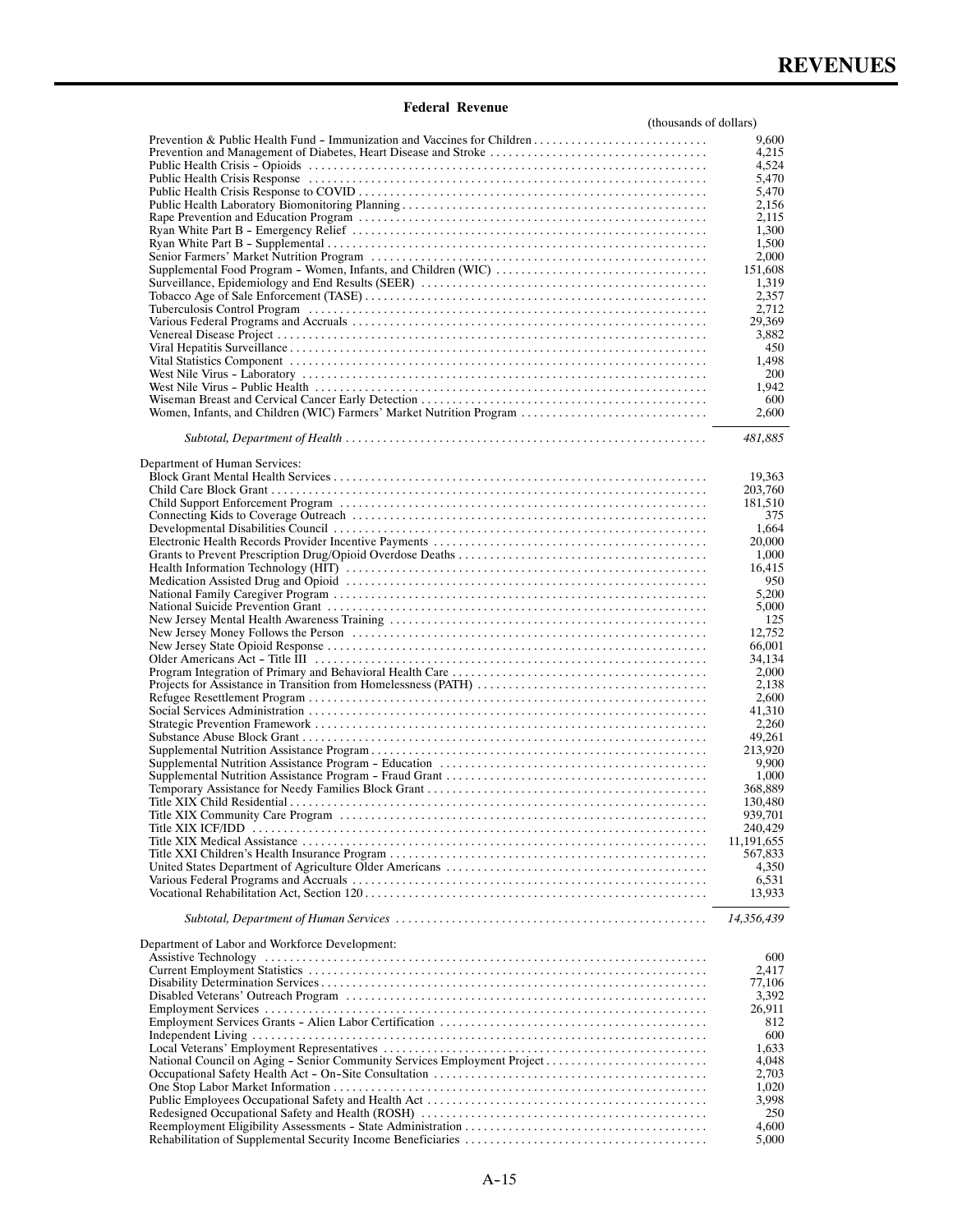### Federal Revenue

| | (thousands of dollars) |
|---|---|
| Prevention & Public Health Fund – Immunization and Vaccines for Children | 9,600 |
| Prevention and Management of Diabetes, Heart Disease and Stroke | 4,215 |
| Public Health Crisis – Opioids | 4,524 |
| Public Health Crisis Response | 5,470 |
| Public Health Crisis Response to COVID | 5,470 |
| Public Health Laboratory Biomonitoring Planning | 2,156 |
| Rape Prevention and Education Program | 2,115 |
| Ryan White Part B – Emergency Relief | 1,300 |
| Ryan White Part B – Supplemental | 1,500 |
| Senior Farmers' Market Nutrition Program | 2,000 |
| Supplemental Food Program – Women, Infants, and Children (WIC) | 151,608 |
| Surveillance, Epidemiology and End Results (SEER) | 1,319 |
| Tobacco Age of Sale Enforcement (TASE) | 2,357 |
| Tuberculosis Control Program | 2,712 |
| Various Federal Programs and Accruals | 29,369 |
| Venereal Disease Project | 3,882 |
| Viral Hepatitis Surveillance | 450 |
| Vital Statistics Component | 1,498 |
| West Nile Virus – Laboratory | 200 |
| West Nile Virus – Public Health | 1,942 |
| Wiseman Breast and Cervical Cancer Early Detection | 600 |
| Women, Infants, and Children (WIC) Farmers' Market Nutrition Program | 2,600 |
| *Subtotal, Department of Health* | *481,885* |
| Department of Human Services: | |
| Block Grant Mental Health Services | 19,363 |
| Child Care Block Grant | 203,760 |
| Child Support Enforcement Program | 181,510 |
| Connecting Kids to Coverage Outreach | 375 |
| Developmental Disabilities Council | 1,664 |
| Electronic Health Records Provider Incentive Payments | 20,000 |
| Grants to Prevent Prescription Drug/Opioid Overdose Deaths | 1,000 |
| Health Information Technology (HIT) | 16,415 |
| Medication Assisted Drug and Opioid | 950 |
| National Family Caregiver Program | 5,200 |
| National Suicide Prevention Grant | 5,000 |
| New Jersey Mental Health Awareness Training | 125 |
| New Jersey Money Follows the Person | 12,752 |
| New Jersey State Opioid Response | 66,001 |
| Older Americans Act – Title III | 34,134 |
| Program Integration of Primary and Behavioral Health Care | 2,000 |
| Projects for Assistance in Transition from Homelessness (PATH) | 2,138 |
| Refugee Resettlement Program | 2,600 |
| Social Services Administration | 41,310 |
| Strategic Prevention Framework | 2,260 |
| Substance Abuse Block Grant | 49,261 |
| Supplemental Nutrition Assistance Program | 213,920 |
| Supplemental Nutrition Assistance Program – Education | 9,900 |
| Supplemental Nutrition Assistance Program – Fraud Grant | 1,000 |
| Temporary Assistance for Needy Families Block Grant | 368,889 |
| Title XIX Child Residential | 130,480 |
| Title XIX Community Care Program | 939,701 |
| Title XIX ICF/IDD | 240,429 |
| Title XIX Medical Assistance | 11,191,655 |
| Title XXI Children's Health Insurance Program | 567,833 |
| United States Department of Agriculture Older Americans | 4,350 |
| Various Federal Programs and Accruals | 6,531 |
| Vocational Rehabilitation Act, Section 120 | 13,933 |
| *Subtotal, Department of Human Services* | *14,356,439* |
| Department of Labor and Workforce Development: | |
| Assistive Technology | 600 |
| Current Employment Statistics | 2,417 |
| Disability Determination Services | 77,106 |
| Disabled Veterans' Outreach Program | 3,392 |
| Employment Services | 26,911 |
| Employment Services Grants – Alien Labor Certification | 812 |
| Independent Living | 600 |
| Local Veterans' Employment Representatives | 1,633 |
| National Council on Aging – Senior Community Services Employment Project | 4,048 |
| Occupational Safety Health Act – On–Site Consultation | 2,703 |
| One Stop Labor Market Information | 1,020 |
| Public Employees Occupational Safety and Health Act | 3,998 |
| Redesigned Occupational Safety and Health (ROSH) | 250 |
| Reemployment Eligibility Assessments – State Administration | 4,600 |
| Rehabilitation of Supplemental Security Income Beneficiaries | 5,000 |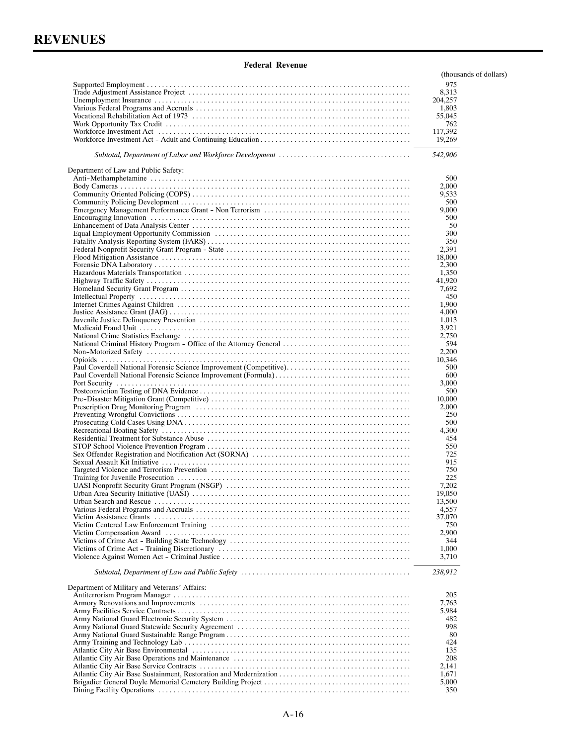# REVENUES

## Federal Revenue

| | (thousands of dollars) |
|---|---|
| Supported Employment | 975 |
| Trade Adjustment Assistance Project | 8,313 |
| Unemployment Insurance | 204,257 |
| Various Federal Programs and Accruals | 1,803 |
| Vocational Rehabilitation Act of 1973 | 55,045 |
| Work Opportunity Tax Credit | 762 |
| Workforce Investment Act | 117,392 |
| Workforce Investment Act – Adult and Continuing Education | 19,269 |
| *Subtotal, Department of Labor and Workforce Development* | *542,906* |
| Department of Law and Public Safety: | |
| Anti–Methamphetamine | 500 |
| Body Cameras | 2,000 |
| Community Oriented Policing (COPS) | 9,533 |
| Community Policing Development | 500 |
| Emergency Management Performance Grant – Non Terrorism | 9,000 |
| Encouraging Innovation | 500 |
| Enhancement of Data Analysis Center | 50 |
| Equal Employment Opportunity Commission | 300 |
| Fatality Analysis Reporting System (FARS) | 350 |
| Federal Nonprofit Security Grant Program – State | 2,391 |
| Flood Mitigation Assistance | 18,000 |
| Forensic DNA Laboratory | 2,300 |
| Hazardous Materials Transportation | 1,350 |
| Highway Traffic Safety | 41,920 |
| Homeland Security Grant Program | 7,692 |
| Intellectual Property | 450 |
| Internet Crimes Against Children | 1,900 |
| Justice Assistance Grant (JAG) | 4,000 |
| Juvenile Justice Delinquency Prevention | 1,013 |
| Medicaid Fraud Unit | 3,921 |
| National Crime Statistics Exchange | 2,750 |
| National Criminal History Program – Office of the Attorney General | 594 |
| Non–Motorized Safety | 2,200 |
| Opioids | 10,346 |
| Paul Coverdell National Forensic Science Improvement (Competitive) | 500 |
| Paul Coverdell National Forensic Science Improvement (Formula) | 600 |
| Port Security | 3,000 |
| Postconviction Testing of DNA Evidence | 500 |
| Pre–Disaster Mitigation Grant (Competitive) | 10,000 |
| Prescription Drug Monitoring Program | 2,000 |
| Preventing Wrongful Convictions | 250 |
| Prosecuting Cold Cases Using DNA | 500 |
| Recreational Boating Safety | 4,300 |
| Residential Treatment for Substance Abuse | 454 |
| STOP School Violence Prevention Program | 550 |
| Sex Offender Registration and Notification Act (SORNA) | 725 |
| Sexual Assault Kit Initiative | 915 |
| Targeted Violence and Terrorism Prevention | 750 |
| Training for Juvenile Prosecution | 225 |
| UASI Nonprofit Security Grant Program (NSGP) | 7,202 |
| Urban Area Security Initiative (UASI) | 19,050 |
| Urban Search and Rescue | 13,500 |
| Various Federal Programs and Accruals | 4,557 |
| Victim Assistance Grants | 37,070 |
| Victim Centered Law Enforcement Training | 750 |
| Victim Compensation Award | 2,900 |
| Victims of Crime Act – Building State Technology | 344 |
| Victims of Crime Act – Training Discretionary | 1,000 |
| Violence Against Women Act – Criminal Justice | 3,710 |
| *Subtotal, Department of Law and Public Safety* | *238,912* |
| Department of Military and Veterans' Affairs: | |
| Antiterrorism Program Manager | 205 |
| Armory Renovations and Improvements | 7,763 |
| Army Facilities Service Contracts | 5,984 |
| Army National Guard Electronic Security System | 482 |
| Army National Guard Statewide Security Agreement | 998 |
| Army National Guard Sustainable Range Program | 80 |
| Army Training and Technology Lab | 424 |
| Atlantic City Air Base Environmental | 135 |
| Atlantic City Air Base Operations and Maintenance | 208 |
| Atlantic City Air Base Service Contracts | 2,141 |
| Atlantic City Air Base Sustainment, Restoration and Modernization | 1,671 |
| Brigadier General Doyle Memorial Cemetery Building Project | 5,000 |
| Dining Facility Operations | 350 |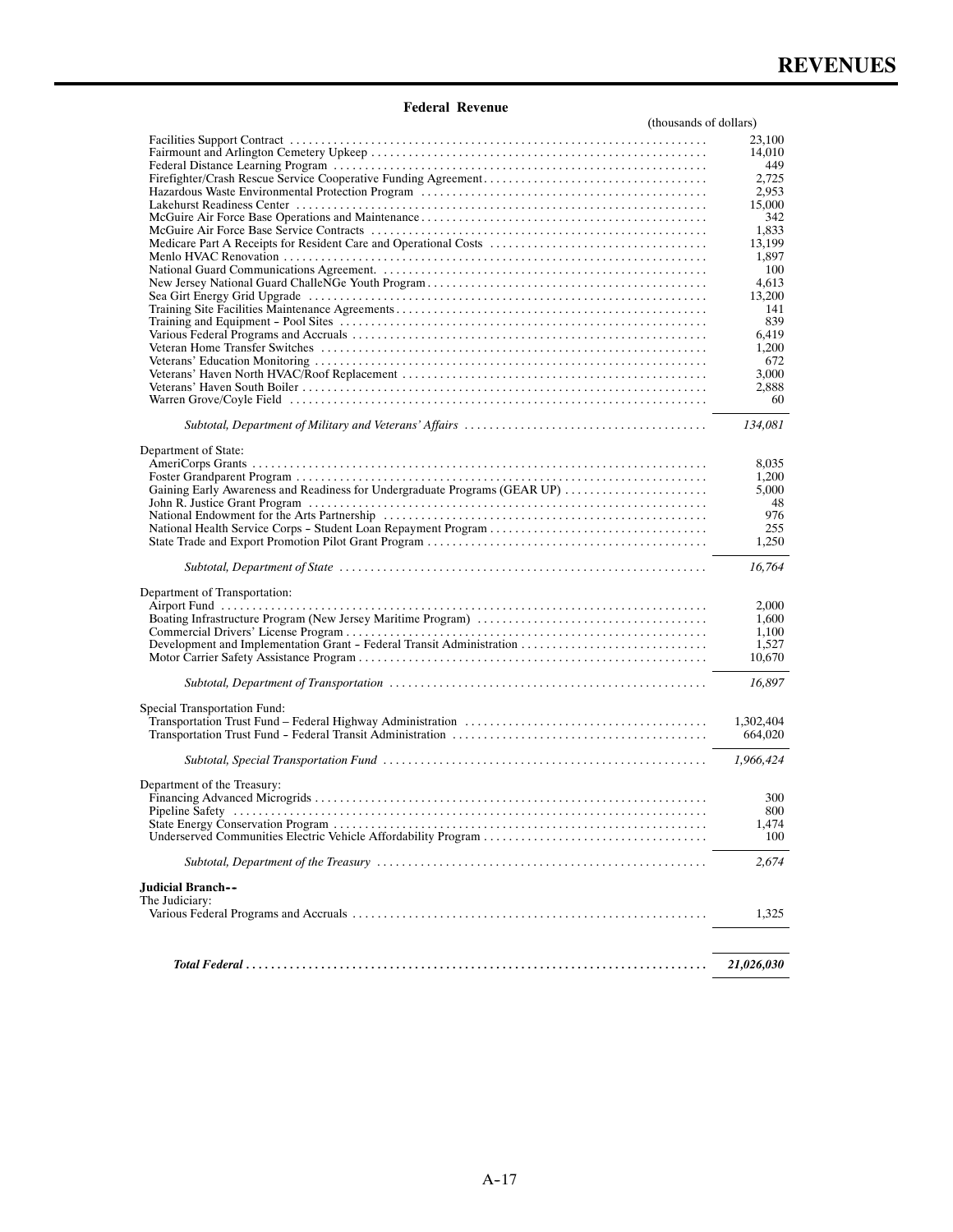## Federal Revenue

| | (thousands of dollars) |
|---|---|
| Facilities Support Contract | 23,100 |
| Fairmount and Arlington Cemetery Upkeep | 14,010 |
| Federal Distance Learning Program | 449 |
| Firefighter/Crash Rescue Service Cooperative Funding Agreement | 2,725 |
| Hazardous Waste Environmental Protection Program | 2,953 |
| Lakehurst Readiness Center | 15,000 |
| McGuire Air Force Base Operations and Maintenance | 342 |
| McGuire Air Force Base Service Contracts | 1,833 |
| Medicare Part A Receipts for Resident Care and Operational Costs | 13,199 |
| Menlo HVAC Renovation | 1,897 |
| National Guard Communications Agreement. | 100 |
| New Jersey National Guard ChalleNGe Youth Program | 4,613 |
| Sea Girt Energy Grid Upgrade | 13,200 |
| Training Site Facilities Maintenance Agreements | 141 |
| Training and Equipment – Pool Sites | 839 |
| Various Federal Programs and Accruals | 6,419 |
| Veteran Home Transfer Switches | 1,200 |
| Veterans' Education Monitoring | 672 |
| Veterans' Haven North HVAC/Roof Replacement | 3,000 |
| Veterans' Haven South Boiler | 2,888 |
| Warren Grove/Coyle Field | 60 |
| *Subtotal, Department of Military and Veterans' Affairs* | *134,081* |
| Department of State: | |
| AmeriCorps Grants | 8,035 |
| Foster Grandparent Program | 1,200 |
| Gaining Early Awareness and Readiness for Undergraduate Programs (GEAR UP) | 5,000 |
| John R. Justice Grant Program | 48 |
| National Endowment for the Arts Partnership | 976 |
| National Health Service Corps – Student Loan Repayment Program | 255 |
| State Trade and Export Promotion Pilot Grant Program | 1,250 |
| *Subtotal, Department of State* | *16,764* |
| Department of Transportation: | |
| Airport Fund | 2,000 |
| Boating Infrastructure Program (New Jersey Maritime Program) | 1,600 |
| Commercial Drivers' License Program | 1,100 |
| Development and Implementation Grant – Federal Transit Administration | 1,527 |
| Motor Carrier Safety Assistance Program | 10,670 |
| *Subtotal, Department of Transportation* | *16,897* |
| Special Transportation Fund: | |
| Transportation Trust Fund – Federal Highway Administration | 1,302,404 |
| Transportation Trust Fund – Federal Transit Administration | 664,020 |
| *Subtotal, Special Transportation Fund* | *1,966,424* |
| Department of the Treasury: | |
| Financing Advanced Microgrids | 300 |
| Pipeline Safety | 800 |
| State Energy Conservation Program | 1,474 |
| Underserved Communities Electric Vehicle Affordability Program | 100 |
| *Subtotal, Department of the Treasury* | *2,674* |
| **Judicial Branch--** | |
| The Judiciary: | |
| Various Federal Programs and Accruals | 1,325 |
| ***Total Federal*** | ***21,026,030*** |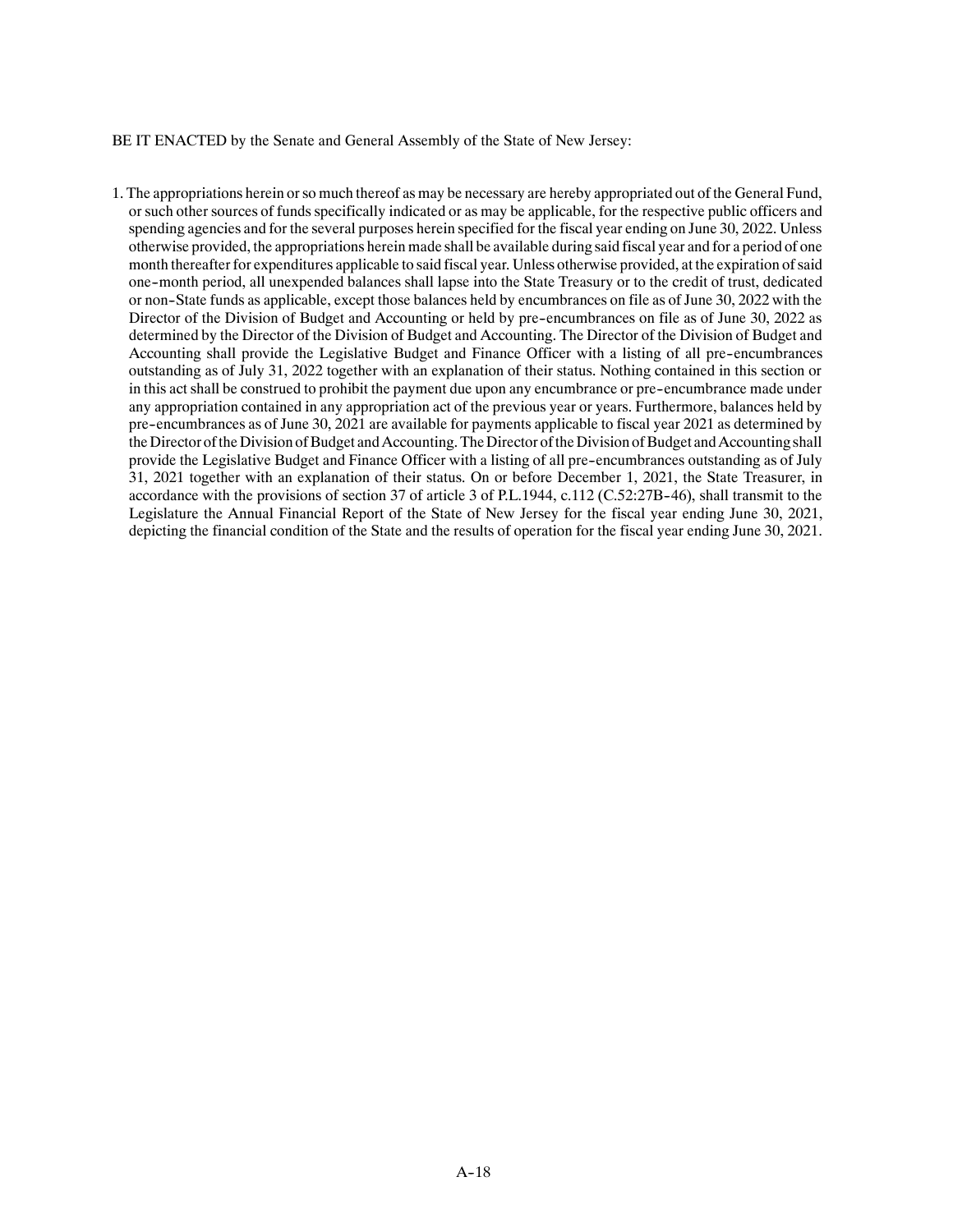BE IT ENACTED by the Senate and General Assembly of the State of New Jersey:

1. The appropriations herein or so much thereof as may be necessary are hereby appropriated out of the General Fund, or such other sources of funds specifically indicated or as may be applicable, for the respective public officers and spending agencies and for the several purposes herein specified for the fiscal year ending on June 30, 2022. Unless otherwise provided, the appropriations herein made shall be available during said fiscal year and for a period of one month thereafter for expenditures applicable to said fiscal year. Unless otherwise provided, at the expiration of said one-month period, all unexpended balances shall lapse into the State Treasury or to the credit of trust, dedicated or non-State funds as applicable, except those balances held by encumbrances on file as of June 30, 2022 with the Director of the Division of Budget and Accounting or held by pre-encumbrances on file as of June 30, 2022 as determined by the Director of the Division of Budget and Accounting. The Director of the Division of Budget and Accounting shall provide the Legislative Budget and Finance Officer with a listing of all pre-encumbrances outstanding as of July 31, 2022 together with an explanation of their status. Nothing contained in this section or in this act shall be construed to prohibit the payment due upon any encumbrance or pre-encumbrance made under any appropriation contained in any appropriation act of the previous year or years. Furthermore, balances held by pre-encumbrances as of June 30, 2021 are available for payments applicable to fiscal year 2021 as determined by the Director of the Division of Budget and Accounting. The Director of the Division of Budget and Accounting shall provide the Legislative Budget and Finance Officer with a listing of all pre-encumbrances outstanding as of July 31, 2021 together with an explanation of their status. On or before December 1, 2021, the State Treasurer, in accordance with the provisions of section 37 of article 3 of P.L.1944, c.112 (C.52:27B-46), shall transmit to the Legislature the Annual Financial Report of the State of New Jersey for the fiscal year ending June 30, 2021, depicting the financial condition of the State and the results of operation for the fiscal year ending June 30, 2021.